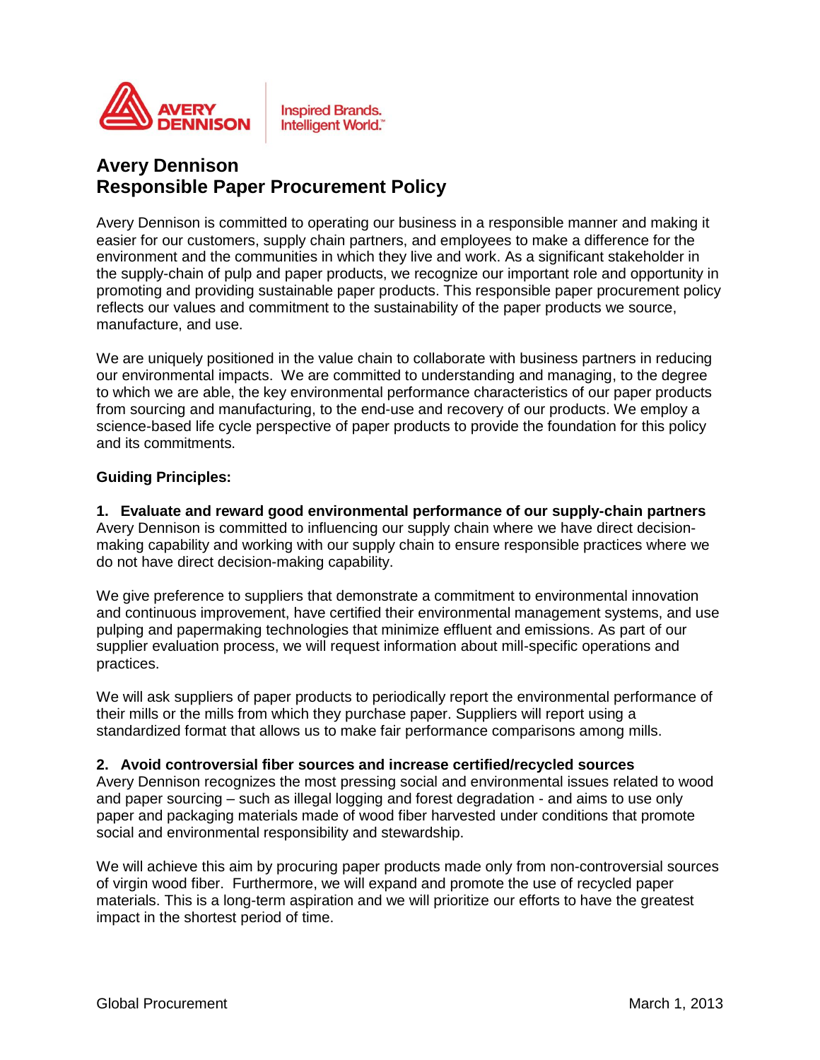# Avery Dennison
# Responsible Paper Procurement Policy

Avery Dennison is committed to operating our business in a responsible manner and making it easier for our customers, supply chain partners, and employees to make a difference for the environment and the communities in which they live and work. As a significant stakeholder in the supply-chain of pulp and paper products, we recognize our important role and opportunity in promoting and providing sustainable paper products. This responsible paper procurement policy reflects our values and commitment to the sustainability of the paper products we source, manufacture, and use.

We are uniquely positioned in the value chain to collaborate with business partners in reducing our environmental impacts. We are committed to understanding and managing, to the degree to which we are able, the key environmental performance characteristics of our paper products from sourcing and manufacturing, to the end-use and recovery of our products. We employ a science-based life cycle perspective of paper products to provide the foundation for this policy and its commitments.

**Guiding Principles:**

**1. Evaluate and reward good environmental performance of our supply-chain partners**

Avery Dennison is committed to influencing our supply chain where we have direct decision-making capability and working with our supply chain to ensure responsible practices where we do not have direct decision-making capability.

We give preference to suppliers that demonstrate a commitment to environmental innovation and continuous improvement, have certified their environmental management systems, and use pulping and papermaking technologies that minimize effluent and emissions. As part of our supplier evaluation process, we will request information about mill-specific operations and practices.

We will ask suppliers of paper products to periodically report the environmental performance of their mills or the mills from which they purchase paper. Suppliers will report using a standardized format that allows us to make fair performance comparisons among mills.

**2. Avoid controversial fiber sources and increase certified/recycled sources**

Avery Dennison recognizes the most pressing social and environmental issues related to wood and paper sourcing – such as illegal logging and forest degradation - and aims to use only paper and packaging materials made of wood fiber harvested under conditions that promote social and environmental responsibility and stewardship.

We will achieve this aim by procuring paper products made only from non-controversial sources of virgin wood fiber. Furthermore, we will expand and promote the use of recycled paper materials. This is a long-term aspiration and we will prioritize our efforts to have the greatest impact in the shortest period of time.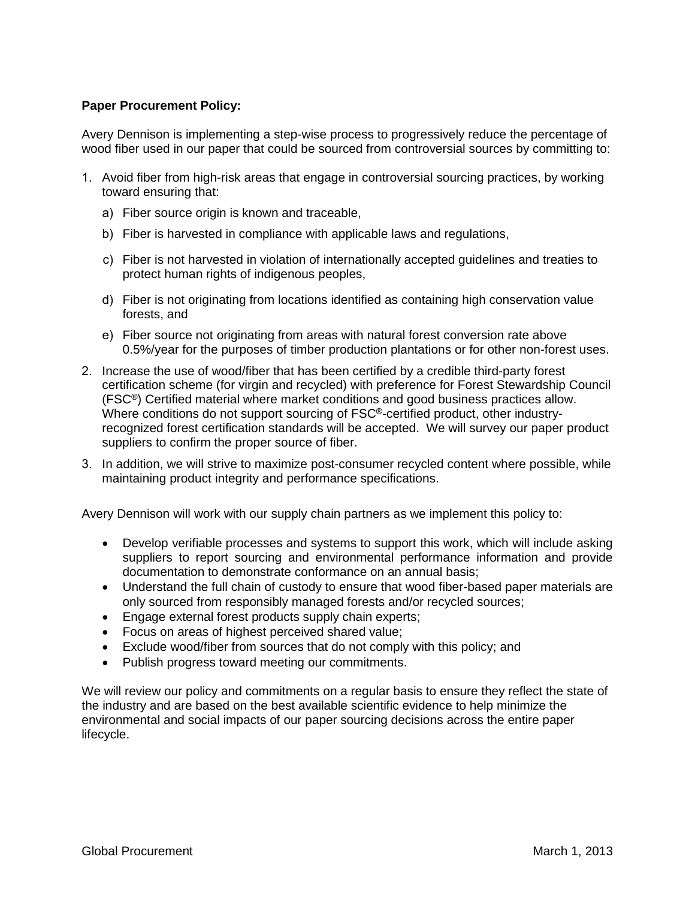**Paper Procurement Policy:**

Avery Dennison is implementing a step-wise process to progressively reduce the percentage of wood fiber used in our paper that could be sourced from controversial sources by committing to:

1. Avoid fiber from high-risk areas that engage in controversial sourcing practices, by working toward ensuring that:
   a) Fiber source origin is known and traceable,
   b) Fiber is harvested in compliance with applicable laws and regulations,
   c) Fiber is not harvested in violation of internationally accepted guidelines and treaties to protect human rights of indigenous peoples,
   d) Fiber is not originating from locations identified as containing high conservation value forests, and
   e) Fiber source not originating from areas with natural forest conversion rate above 0.5%/year for the purposes of timber production plantations or for other non-forest uses.
2. Increase the use of wood/fiber that has been certified by a credible third-party forest certification scheme (for virgin and recycled) with preference for Forest Stewardship Council (FSC®) Certified material where market conditions and good business practices allow. Where conditions do not support sourcing of FSC®-certified product, other industry-recognized forest certification standards will be accepted. We will survey our paper product suppliers to confirm the proper source of fiber.
3. In addition, we will strive to maximize post-consumer recycled content where possible, while maintaining product integrity and performance specifications.

Avery Dennison will work with our supply chain partners as we implement this policy to:

- Develop verifiable processes and systems to support this work, which will include asking suppliers to report sourcing and environmental performance information and provide documentation to demonstrate conformance on an annual basis;
- Understand the full chain of custody to ensure that wood fiber-based paper materials are only sourced from responsibly managed forests and/or recycled sources;
- Engage external forest products supply chain experts;
- Focus on areas of highest perceived shared value;
- Exclude wood/fiber from sources that do not comply with this policy; and
- Publish progress toward meeting our commitments.

We will review our policy and commitments on a regular basis to ensure they reflect the state of the industry and are based on the best available scientific evidence to help minimize the environmental and social impacts of our paper sourcing decisions across the entire paper lifecycle.

Global Procurement March 1, 2013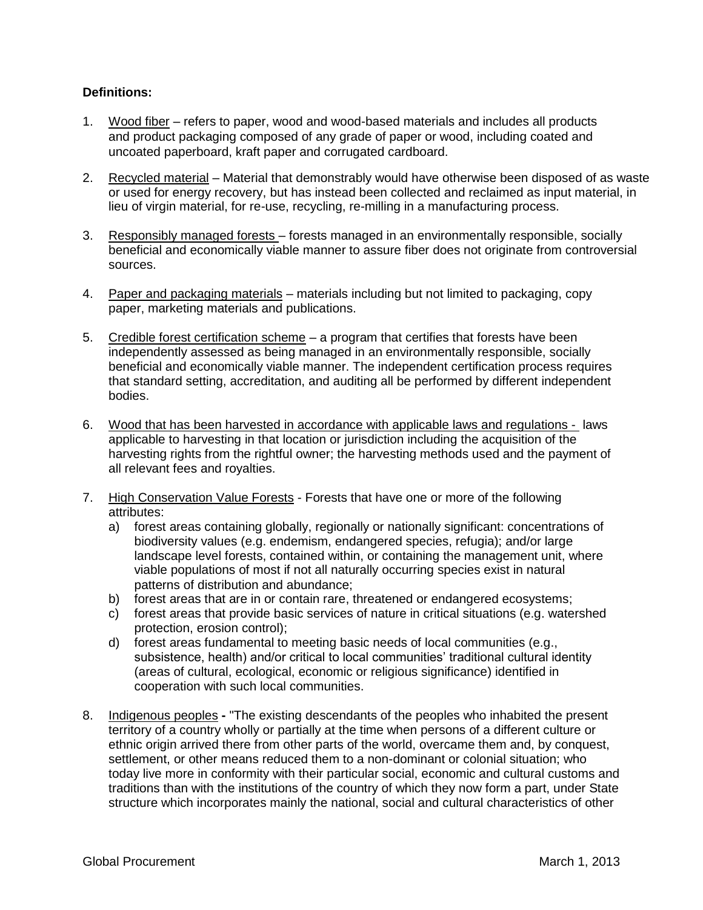**Definitions:**

1. Wood fiber – refers to paper, wood and wood-based materials and includes all products and product packaging composed of any grade of paper or wood, including coated and uncoated paperboard, kraft paper and corrugated cardboard.

2. Recycled material – Material that demonstrably would have otherwise been disposed of as waste or used for energy recovery, but has instead been collected and reclaimed as input material, in lieu of virgin material, for re-use, recycling, re-milling in a manufacturing process.

3. Responsibly managed forests – forests managed in an environmentally responsible, socially beneficial and economically viable manner to assure fiber does not originate from controversial sources.

4. Paper and packaging materials – materials including but not limited to packaging, copy paper, marketing materials and publications.

5. Credible forest certification scheme – a program that certifies that forests have been independently assessed as being managed in an environmentally responsible, socially beneficial and economically viable manner. The independent certification process requires that standard setting, accreditation, and auditing all be performed by different independent bodies.

6. Wood that has been harvested in accordance with applicable laws and regulations - laws applicable to harvesting in that location or jurisdiction including the acquisition of the harvesting rights from the rightful owner; the harvesting methods used and the payment of all relevant fees and royalties.

7. High Conservation Value Forests - Forests that have one or more of the following attributes:
   a) forest areas containing globally, regionally or nationally significant: concentrations of biodiversity values (e.g. endemism, endangered species, refugia); and/or large landscape level forests, contained within, or containing the management unit, where viable populations of most if not all naturally occurring species exist in natural patterns of distribution and abundance;
   b) forest areas that are in or contain rare, threatened or endangered ecosystems;
   c) forest areas that provide basic services of nature in critical situations (e.g. watershed protection, erosion control);
   d) forest areas fundamental to meeting basic needs of local communities (e.g., subsistence, health) and/or critical to local communities' traditional cultural identity (areas of cultural, ecological, economic or religious significance) identified in cooperation with such local communities.

8. Indigenous peoples **-** "The existing descendants of the peoples who inhabited the present territory of a country wholly or partially at the time when persons of a different culture or ethnic origin arrived there from other parts of the world, overcame them and, by conquest, settlement, or other means reduced them to a non-dominant or colonial situation; who today live more in conformity with their particular social, economic and cultural customs and traditions than with the institutions of the country of which they now form a part, under State structure which incorporates mainly the national, social and cultural characteristics of other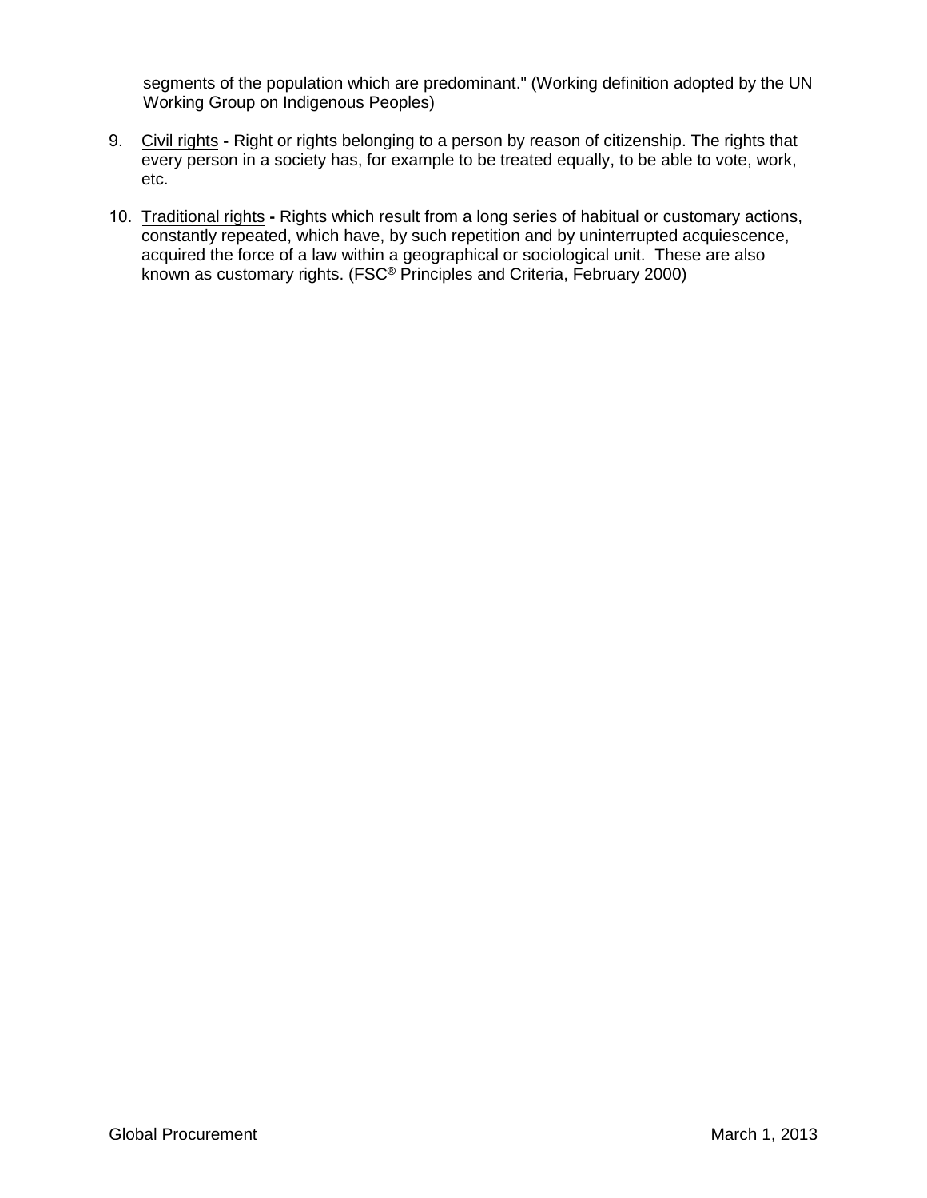segments of the population which are predominant." (Working definition adopted by the UN Working Group on Indigenous Peoples)

9. Civil rights **-** Right or rights belonging to a person by reason of citizenship. The rights that every person in a society has, for example to be treated equally, to be able to vote, work, etc.

10. Traditional rights **-** Rights which result from a long series of habitual or customary actions, constantly repeated, which have, by such repetition and by uninterrupted acquiescence, acquired the force of a law within a geographical or sociological unit. These are also known as customary rights. (FSC® Principles and Criteria, February 2000)